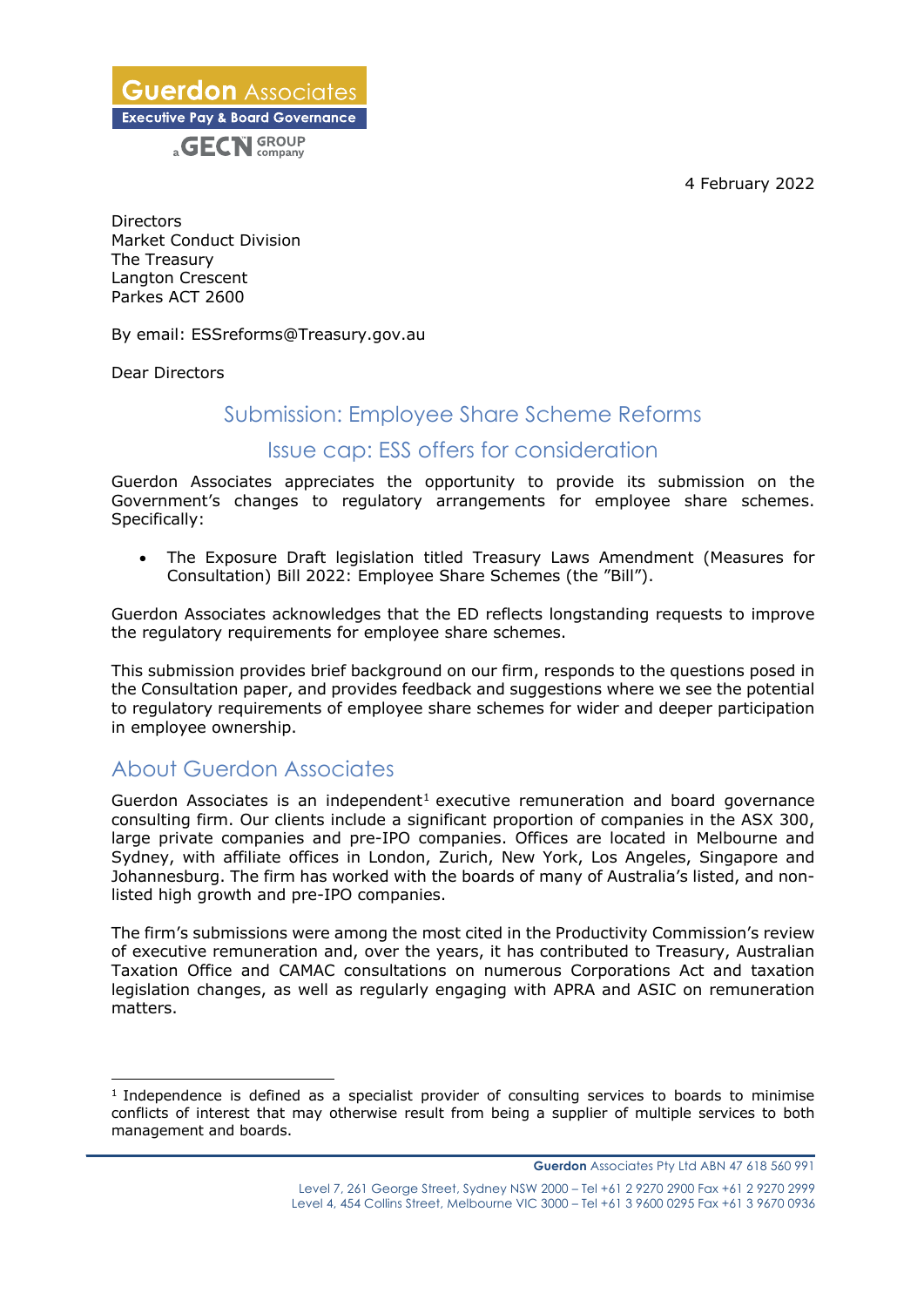Guerdon Associates

Executive Pay & Board Governance

a GECN GROUP company

4 February 2022

Directors
Market Conduct Division
The Treasury
Langton Crescent
Parkes ACT 2600

By email: ESSreforms@Treasury.gov.au

Dear Directors

## Submission: Employee Share Scheme Reforms

## Issue cap: ESS offers for consideration

Guerdon Associates appreciates the opportunity to provide its submission on the Government's changes to regulatory arrangements for employee share schemes. Specifically:

- The Exposure Draft legislation titled Treasury Laws Amendment (Measures for Consultation) Bill 2022: Employee Share Schemes (the "Bill").

Guerdon Associates acknowledges that the ED reflects longstanding requests to improve the regulatory requirements for employee share schemes.

This submission provides brief background on our firm, responds to the questions posed in the Consultation paper, and provides feedback and suggestions where we see the potential to regulatory requirements of employee share schemes for wider and deeper participation in employee ownership.

## About Guerdon Associates

Guerdon Associates is an independent[1] executive remuneration and board governance consulting firm. Our clients include a significant proportion of companies in the ASX 300, large private companies and pre-IPO companies. Offices are located in Melbourne and Sydney, with affiliate offices in London, Zurich, New York, Los Angeles, Singapore and Johannesburg. The firm has worked with the boards of many of Australia's listed, and non-listed high growth and pre-IPO companies.

The firm's submissions were among the most cited in the Productivity Commission's review of executive remuneration and, over the years, it has contributed to Treasury, Australian Taxation Office and CAMAC consultations on numerous Corporations Act and taxation legislation changes, as well as regularly engaging with APRA and ASIC on remuneration matters.

[1] Independence is defined as a specialist provider of consulting services to boards to minimise conflicts of interest that may otherwise result from being a supplier of multiple services to both management and boards.

**Guerdon** Associates Pty Ltd ABN 47 618 560 991

Level 7, 261 George Street, Sydney NSW 2000 – Tel +61 2 9270 2900 Fax +61 2 9270 2999
Level 4, 454 Collins Street, Melbourne VIC 3000 – Tel +61 3 9600 0295 Fax +61 3 9670 0936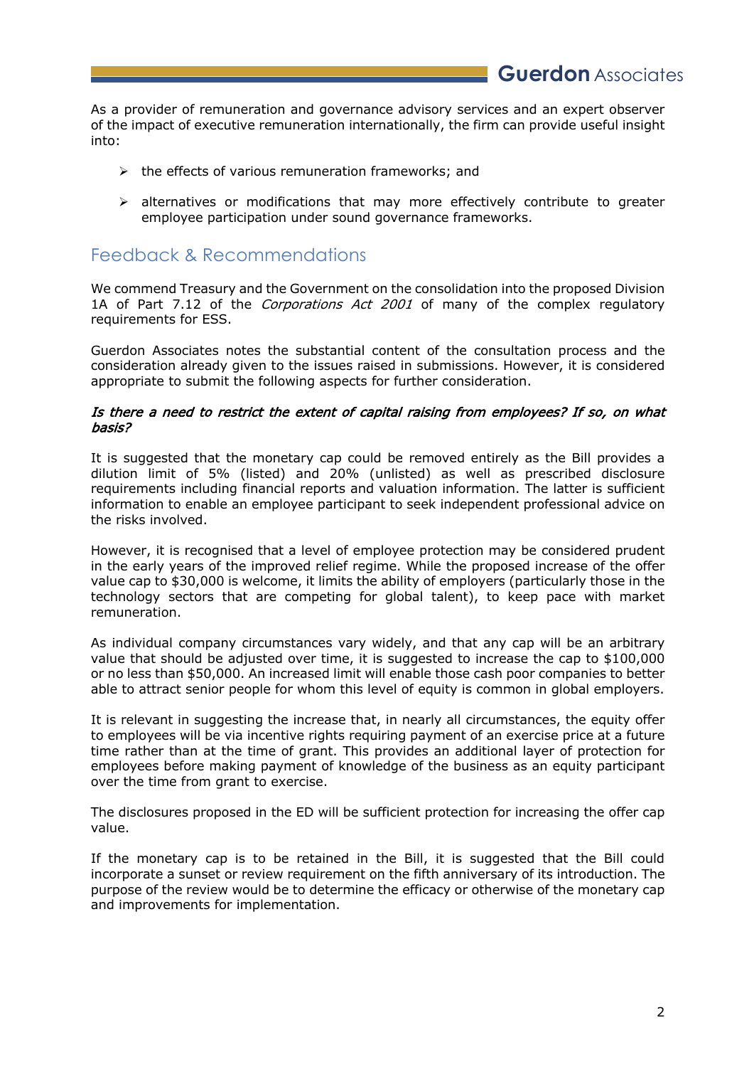As a provider of remuneration and governance advisory services and an expert observer of the impact of executive remuneration internationally, the firm can provide useful insight into:

- the effects of various remuneration frameworks; and
- alternatives or modifications that may more effectively contribute to greater employee participation under sound governance frameworks.

## Feedback & Recommendations

We commend Treasury and the Government on the consolidation into the proposed Division 1A of Part 7.12 of the *Corporations Act 2001* of many of the complex regulatory requirements for ESS.

Guerdon Associates notes the substantial content of the consultation process and the consideration already given to the issues raised in submissions. However, it is considered appropriate to submit the following aspects for further consideration.

#### *Is there a need to restrict the extent of capital raising from employees? If so, on what basis?*

It is suggested that the monetary cap could be removed entirely as the Bill provides a dilution limit of 5% (listed) and 20% (unlisted) as well as prescribed disclosure requirements including financial reports and valuation information. The latter is sufficient information to enable an employee participant to seek independent professional advice on the risks involved.

However, it is recognised that a level of employee protection may be considered prudent in the early years of the improved relief regime. While the proposed increase of the offer value cap to $30,000 is welcome, it limits the ability of employers (particularly those in the technology sectors that are competing for global talent), to keep pace with market remuneration.

As individual company circumstances vary widely, and that any cap will be an arbitrary value that should be adjusted over time, it is suggested to increase the cap to $100,000 or no less than $50,000. An increased limit will enable those cash poor companies to better able to attract senior people for whom this level of equity is common in global employers.

It is relevant in suggesting the increase that, in nearly all circumstances, the equity offer to employees will be via incentive rights requiring payment of an exercise price at a future time rather than at the time of grant. This provides an additional layer of protection for employees before making payment of knowledge of the business as an equity participant over the time from grant to exercise.

The disclosures proposed in the ED will be sufficient protection for increasing the offer cap value.

If the monetary cap is to be retained in the Bill, it is suggested that the Bill could incorporate a sunset or review requirement on the fifth anniversary of its introduction. The purpose of the review would be to determine the efficacy or otherwise of the monetary cap and improvements for implementation.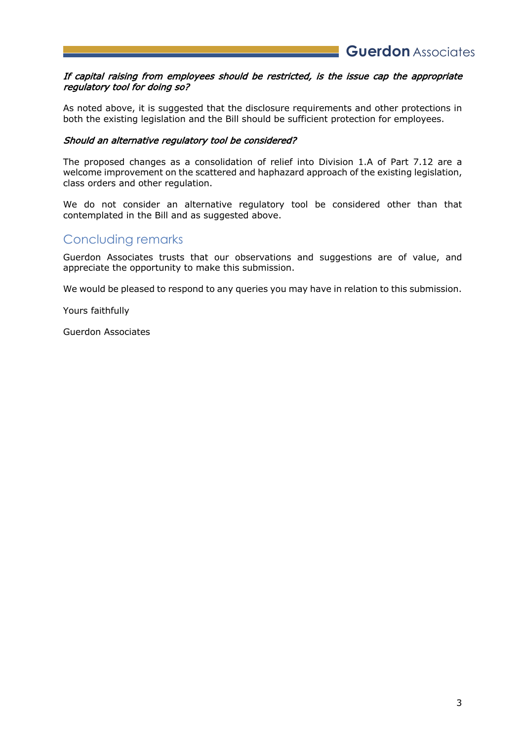*If capital raising from employees should be restricted, is the issue cap the appropriate regulatory tool for doing so?*

As noted above, it is suggested that the disclosure requirements and other protections in both the existing legislation and the Bill should be sufficient protection for employees.

*Should an alternative regulatory tool be considered?*

The proposed changes as a consolidation of relief into Division 1.A of Part 7.12 are a welcome improvement on the scattered and haphazard approach of the existing legislation, class orders and other regulation.

We do not consider an alternative regulatory tool be considered other than that contemplated in the Bill and as suggested above.

## Concluding remarks

Guerdon Associates trusts that our observations and suggestions are of value, and appreciate the opportunity to make this submission.

We would be pleased to respond to any queries you may have in relation to this submission.

Yours faithfully

Guerdon Associates